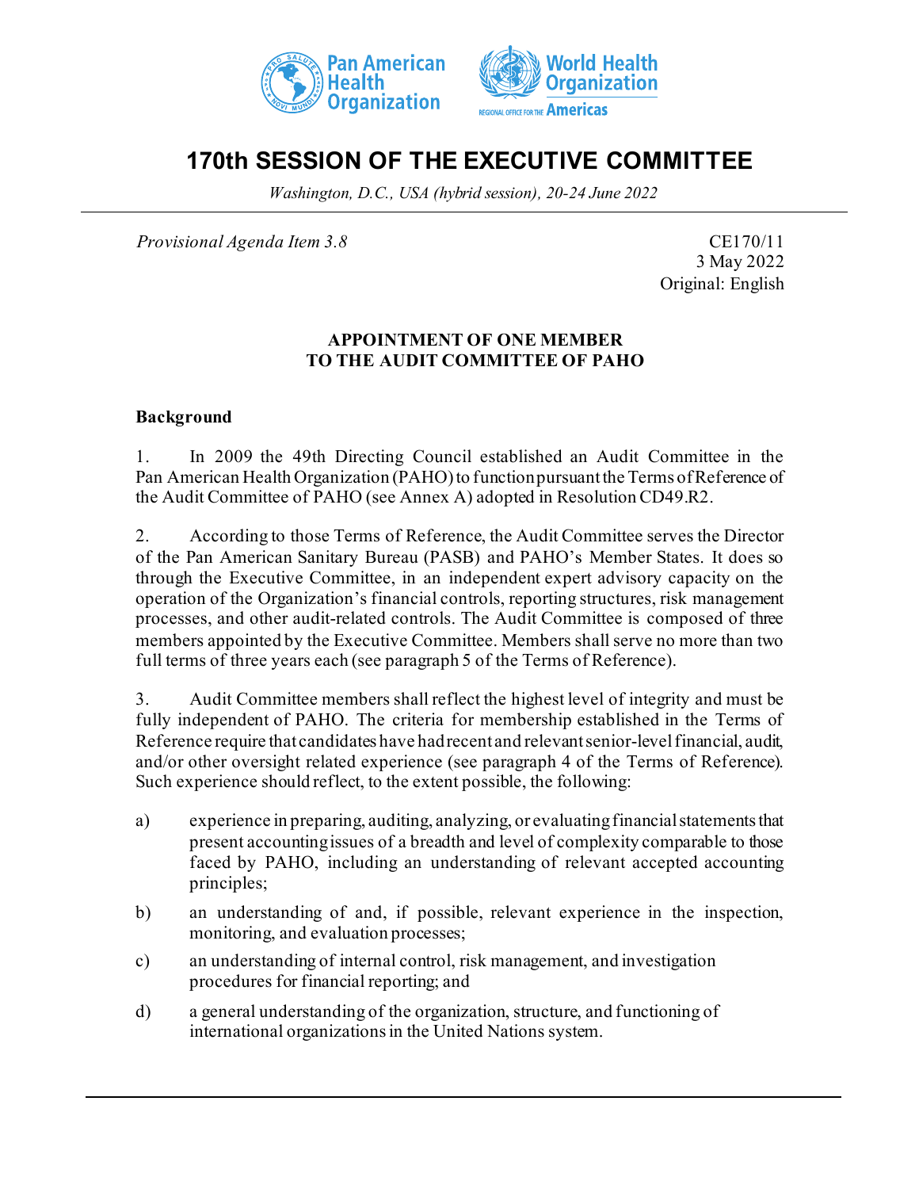# 170th SESSION OF THE EXECUTIVE COMMITTEE

*Washington, D.C., USA (hybrid session), 20-24 June 2022*

---

*Provisional Agenda Item 3.8*

CE170/11
3 May 2022
Original: English

## APPOINTMENT OF ONE MEMBER TO THE AUDIT COMMITTEE OF PAHO

### Background

1. In 2009 the 49th Directing Council established an Audit Committee in the Pan American Health Organization (PAHO) to function pursuant the Terms of Reference of the Audit Committee of PAHO (see Annex A) adopted in Resolution CD49.R2.

2. According to those Terms of Reference, the Audit Committee serves the Director of the Pan American Sanitary Bureau (PASB) and PAHO's Member States. It does so through the Executive Committee, in an independent expert advisory capacity on the operation of the Organization's financial controls, reporting structures, risk management processes, and other audit-related controls. The Audit Committee is composed of three members appointed by the Executive Committee. Members shall serve no more than two full terms of three years each (see paragraph 5 of the Terms of Reference).

3. Audit Committee members shall reflect the highest level of integrity and must be fully independent of PAHO. The criteria for membership established in the Terms of Reference require that candidates have had recent and relevant senior-level financial, audit, and/or other oversight related experience (see paragraph 4 of the Terms of Reference). Such experience should reflect, to the extent possible, the following:

a) experience in preparing, auditing, analyzing, or evaluating financial statements that present accounting issues of a breadth and level of complexity comparable to those faced by PAHO, including an understanding of relevant accepted accounting principles;

b) an understanding of and, if possible, relevant experience in the inspection, monitoring, and evaluation processes;

c) an understanding of internal control, risk management, and investigation procedures for financial reporting; and

d) a general understanding of the organization, structure, and functioning of international organizations in the United Nations system.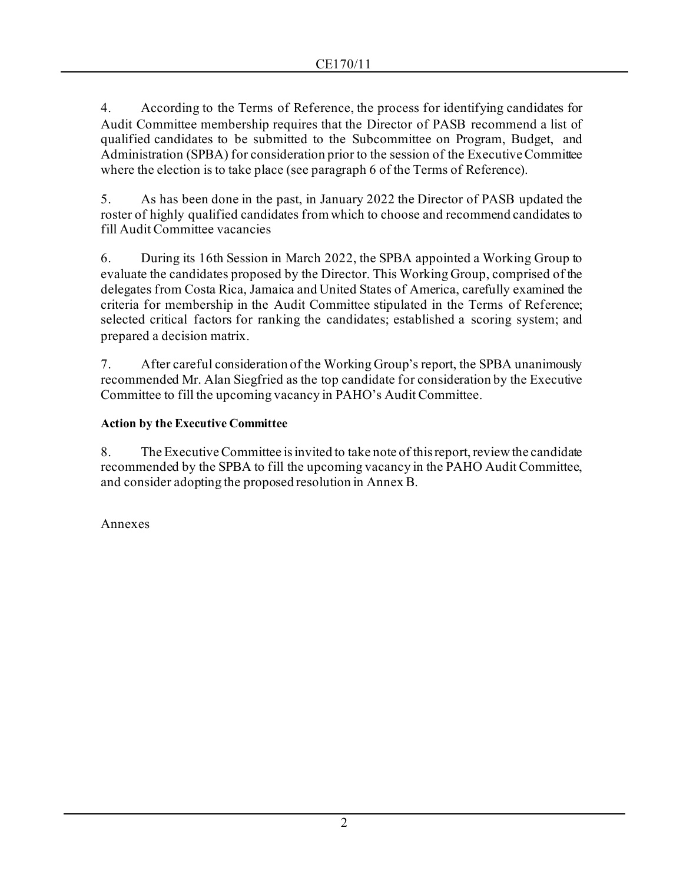4. According to the Terms of Reference, the process for identifying candidates for Audit Committee membership requires that the Director of PASB recommend a list of qualified candidates to be submitted to the Subcommittee on Program, Budget, and Administration (SPBA) for consideration prior to the session of the Executive Committee where the election is to take place (see paragraph 6 of the Terms of Reference).

5. As has been done in the past, in January 2022 the Director of PASB updated the roster of highly qualified candidates from which to choose and recommend candidates to fill Audit Committee vacancies

6. During its 16th Session in March 2022, the SPBA appointed a Working Group to evaluate the candidates proposed by the Director. This Working Group, comprised of the delegates from Costa Rica, Jamaica and United States of America, carefully examined the criteria for membership in the Audit Committee stipulated in the Terms of Reference; selected critical factors for ranking the candidates; established a scoring system; and prepared a decision matrix.

7. After careful consideration of the Working Group's report, the SPBA unanimously recommended Mr. Alan Siegfried as the top candidate for consideration by the Executive Committee to fill the upcoming vacancy in PAHO's Audit Committee.

**Action by the Executive Committee**

8. The Executive Committee is invited to take note of this report, review the candidate recommended by the SPBA to fill the upcoming vacancy in the PAHO Audit Committee, and consider adopting the proposed resolution in Annex B.

Annexes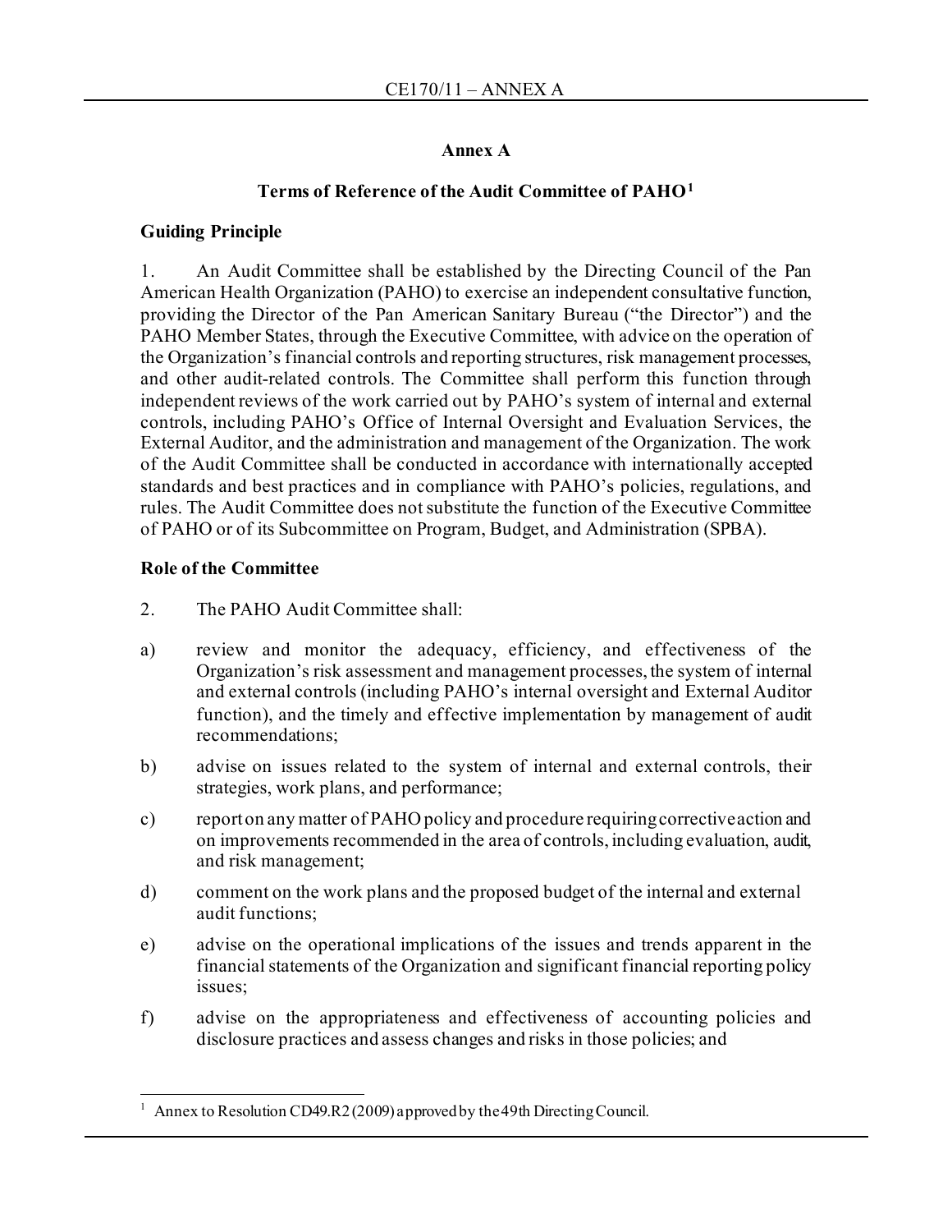## Annex A

### Terms of Reference of the Audit Committee of PAHO[1]

**Guiding Principle**

1. An Audit Committee shall be established by the Directing Council of the Pan American Health Organization (PAHO) to exercise an independent consultative function, providing the Director of the Pan American Sanitary Bureau ("the Director") and the PAHO Member States, through the Executive Committee, with advice on the operation of the Organization's financial controls and reporting structures, risk management processes, and other audit-related controls. The Committee shall perform this function through independent reviews of the work carried out by PAHO's system of internal and external controls, including PAHO's Office of Internal Oversight and Evaluation Services, the External Auditor, and the administration and management of the Organization. The work of the Audit Committee shall be conducted in accordance with internationally accepted standards and best practices and in compliance with PAHO's policies, regulations, and rules. The Audit Committee does not substitute the function of the Executive Committee of PAHO or of its Subcommittee on Program, Budget, and Administration (SPBA).

**Role of the Committee**

2. The PAHO Audit Committee shall:

a) review and monitor the adequacy, efficiency, and effectiveness of the Organization's risk assessment and management processes, the system of internal and external controls (including PAHO's internal oversight and External Auditor function), and the timely and effective implementation by management of audit recommendations;

b) advise on issues related to the system of internal and external controls, their strategies, work plans, and performance;

c) report on any matter of PAHO policy and procedure requiring corrective action and on improvements recommended in the area of controls, including evaluation, audit, and risk management;

d) comment on the work plans and the proposed budget of the internal and external audit functions;

e) advise on the operational implications of the issues and trends apparent in the financial statements of the Organization and significant financial reporting policy issues;

f) advise on the appropriateness and effectiveness of accounting policies and disclosure practices and assess changes and risks in those policies; and

---

[1] Annex to Resolution CD49.R2 (2009) approved by the 49th Directing Council.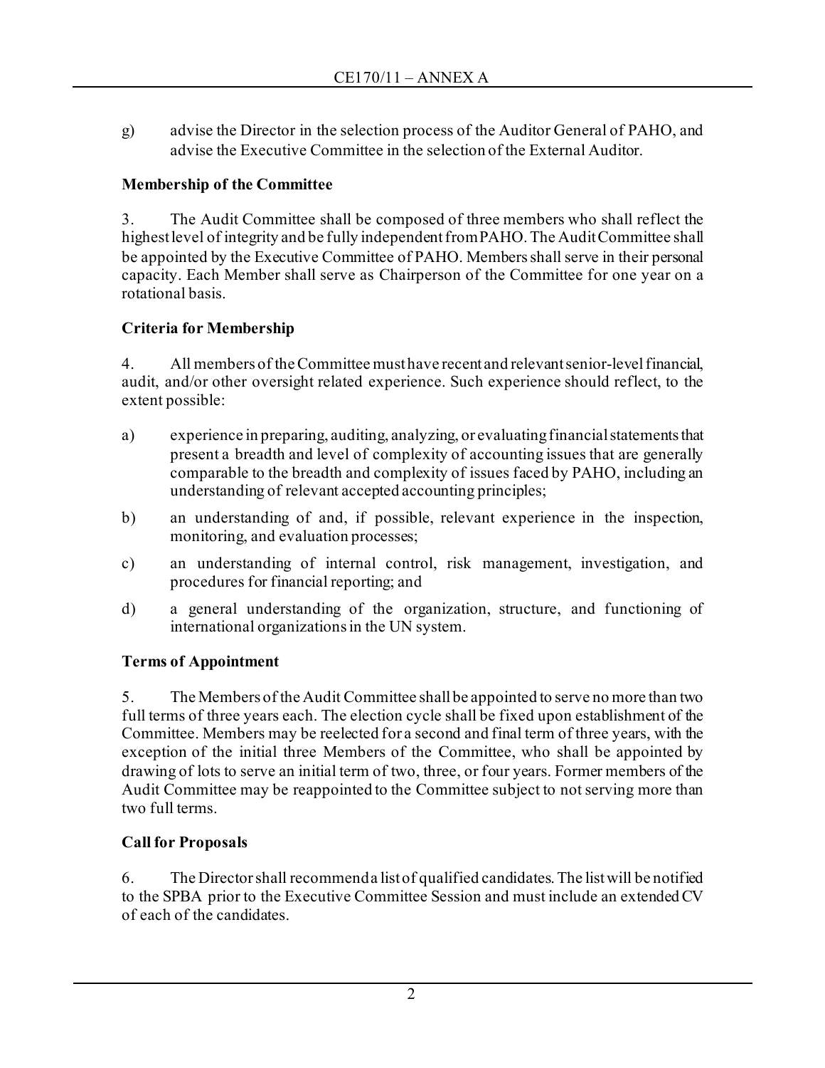g) advise the Director in the selection process of the Auditor General of PAHO, and advise the Executive Committee in the selection of the External Auditor.

**Membership of the Committee**

3. The Audit Committee shall be composed of three members who shall reflect the highest level of integrity and be fully independent from PAHO. The Audit Committee shall be appointed by the Executive Committee of PAHO. Members shall serve in their personal capacity. Each Member shall serve as Chairperson of the Committee for one year on a rotational basis.

**Criteria for Membership**

4. All members of the Committee must have recent and relevant senior-level financial, audit, and/or other oversight related experience. Such experience should reflect, to the extent possible:

a) experience in preparing, auditing, analyzing, or evaluating financial statements that present a breadth and level of complexity of accounting issues that are generally comparable to the breadth and complexity of issues faced by PAHO, including an understanding of relevant accepted accounting principles;

b) an understanding of and, if possible, relevant experience in the inspection, monitoring, and evaluation processes;

c) an understanding of internal control, risk management, investigation, and procedures for financial reporting; and

d) a general understanding of the organization, structure, and functioning of international organizations in the UN system.

**Terms of Appointment**

5. The Members of the Audit Committee shall be appointed to serve no more than two full terms of three years each. The election cycle shall be fixed upon establishment of the Committee. Members may be reelected for a second and final term of three years, with the exception of the initial three Members of the Committee, who shall be appointed by drawing of lots to serve an initial term of two, three, or four years. Former members of the Audit Committee may be reappointed to the Committee subject to not serving more than two full terms.

**Call for Proposals**

6. The Director shall recommend a list of qualified candidates. The list will be notified to the SPBA prior to the Executive Committee Session and must include an extended CV of each of the candidates.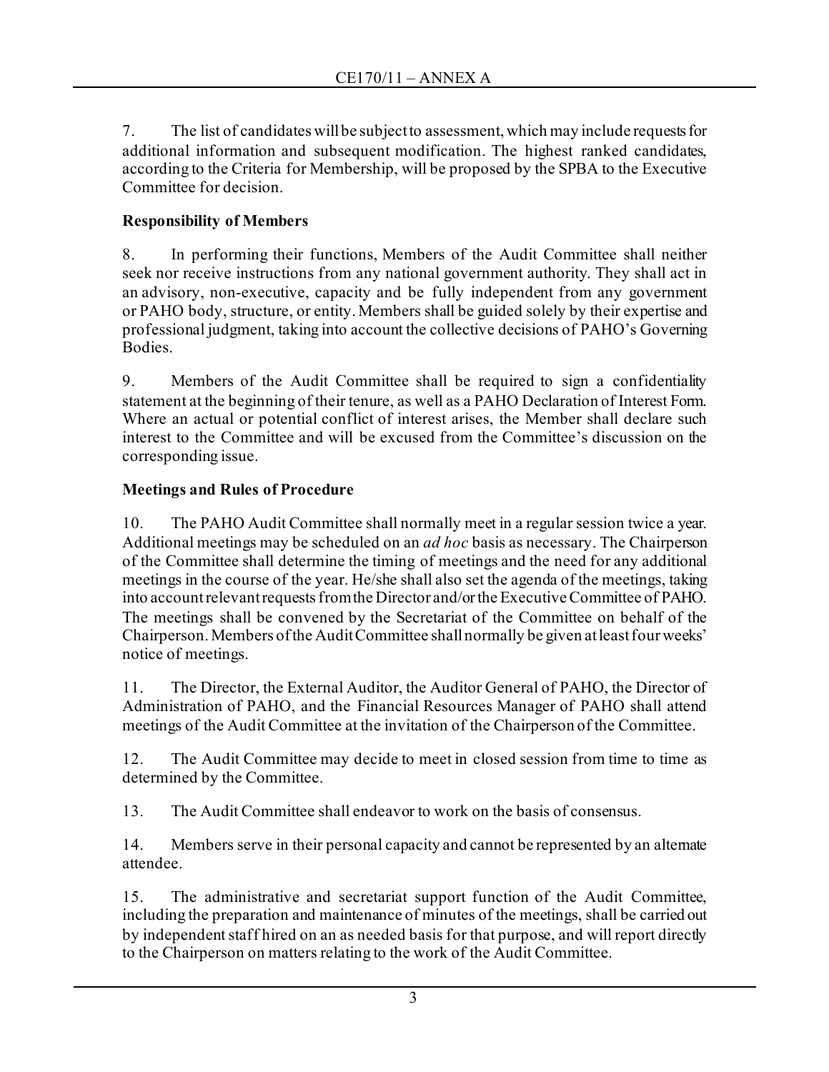7. The list of candidates will be subject to assessment, which may include requests for additional information and subsequent modification. The highest ranked candidates, according to the Criteria for Membership, will be proposed by the SPBA to the Executive Committee for decision.

**Responsibility of Members**

8. In performing their functions, Members of the Audit Committee shall neither seek nor receive instructions from any national government authority. They shall act in an advisory, non-executive, capacity and be fully independent from any government or PAHO body, structure, or entity. Members shall be guided solely by their expertise and professional judgment, taking into account the collective decisions of PAHO's Governing Bodies.

9. Members of the Audit Committee shall be required to sign a confidentiality statement at the beginning of their tenure, as well as a PAHO Declaration of Interest Form. Where an actual or potential conflict of interest arises, the Member shall declare such interest to the Committee and will be excused from the Committee's discussion on the corresponding issue.

**Meetings and Rules of Procedure**

10. The PAHO Audit Committee shall normally meet in a regular session twice a year. Additional meetings may be scheduled on an *ad hoc* basis as necessary. The Chairperson of the Committee shall determine the timing of meetings and the need for any additional meetings in the course of the year. He/she shall also set the agenda of the meetings, taking into account relevant requests from the Director and/or the Executive Committee of PAHO. The meetings shall be convened by the Secretariat of the Committee on behalf of the Chairperson. Members of the Audit Committee shall normally be given at least four weeks' notice of meetings.

11. The Director, the External Auditor, the Auditor General of PAHO, the Director of Administration of PAHO, and the Financial Resources Manager of PAHO shall attend meetings of the Audit Committee at the invitation of the Chairperson of the Committee.

12. The Audit Committee may decide to meet in closed session from time to time as determined by the Committee.

13. The Audit Committee shall endeavor to work on the basis of consensus.

14. Members serve in their personal capacity and cannot be represented by an alternate attendee.

15. The administrative and secretariat support function of the Audit Committee, including the preparation and maintenance of minutes of the meetings, shall be carried out by independent staff hired on an as needed basis for that purpose, and will report directly to the Chairperson on matters relating to the work of the Audit Committee.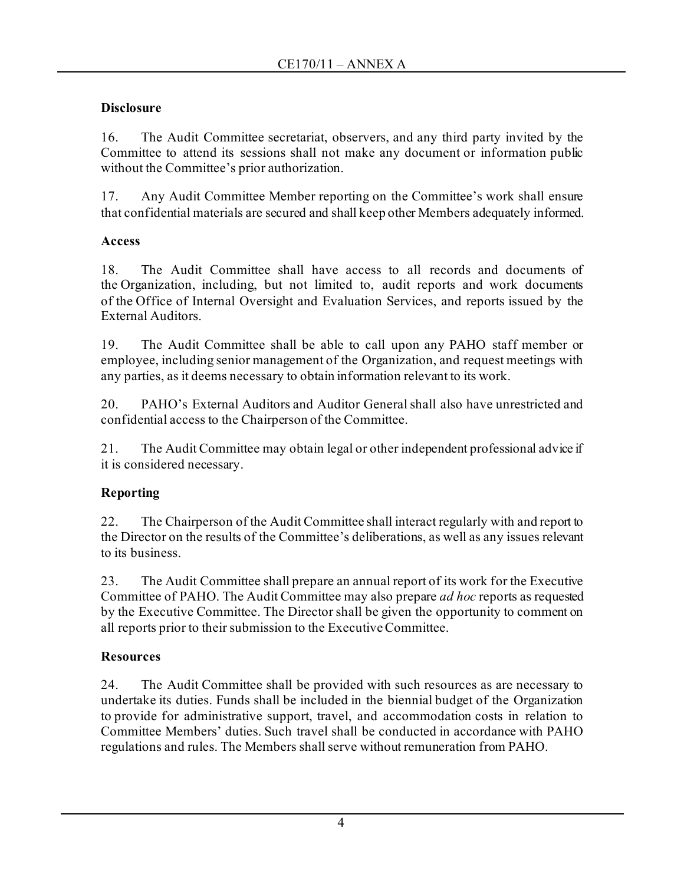**Disclosure**

16. The Audit Committee secretariat, observers, and any third party invited by the Committee to attend its sessions shall not make any document or information public without the Committee's prior authorization.

17. Any Audit Committee Member reporting on the Committee's work shall ensure that confidential materials are secured and shall keep other Members adequately informed.

**Access**

18. The Audit Committee shall have access to all records and documents of the Organization, including, but not limited to, audit reports and work documents of the Office of Internal Oversight and Evaluation Services, and reports issued by the External Auditors.

19. The Audit Committee shall be able to call upon any PAHO staff member or employee, including senior management of the Organization, and request meetings with any parties, as it deems necessary to obtain information relevant to its work.

20. PAHO's External Auditors and Auditor General shall also have unrestricted and confidential access to the Chairperson of the Committee.

21. The Audit Committee may obtain legal or other independent professional advice if it is considered necessary.

**Reporting**

22. The Chairperson of the Audit Committee shall interact regularly with and report to the Director on the results of the Committee's deliberations, as well as any issues relevant to its business.

23. The Audit Committee shall prepare an annual report of its work for the Executive Committee of PAHO. The Audit Committee may also prepare *ad hoc* reports as requested by the Executive Committee. The Director shall be given the opportunity to comment on all reports prior to their submission to the Executive Committee.

**Resources**

24. The Audit Committee shall be provided with such resources as are necessary to undertake its duties. Funds shall be included in the biennial budget of the Organization to provide for administrative support, travel, and accommodation costs in relation to Committee Members' duties. Such travel shall be conducted in accordance with PAHO regulations and rules. The Members shall serve without remuneration from PAHO.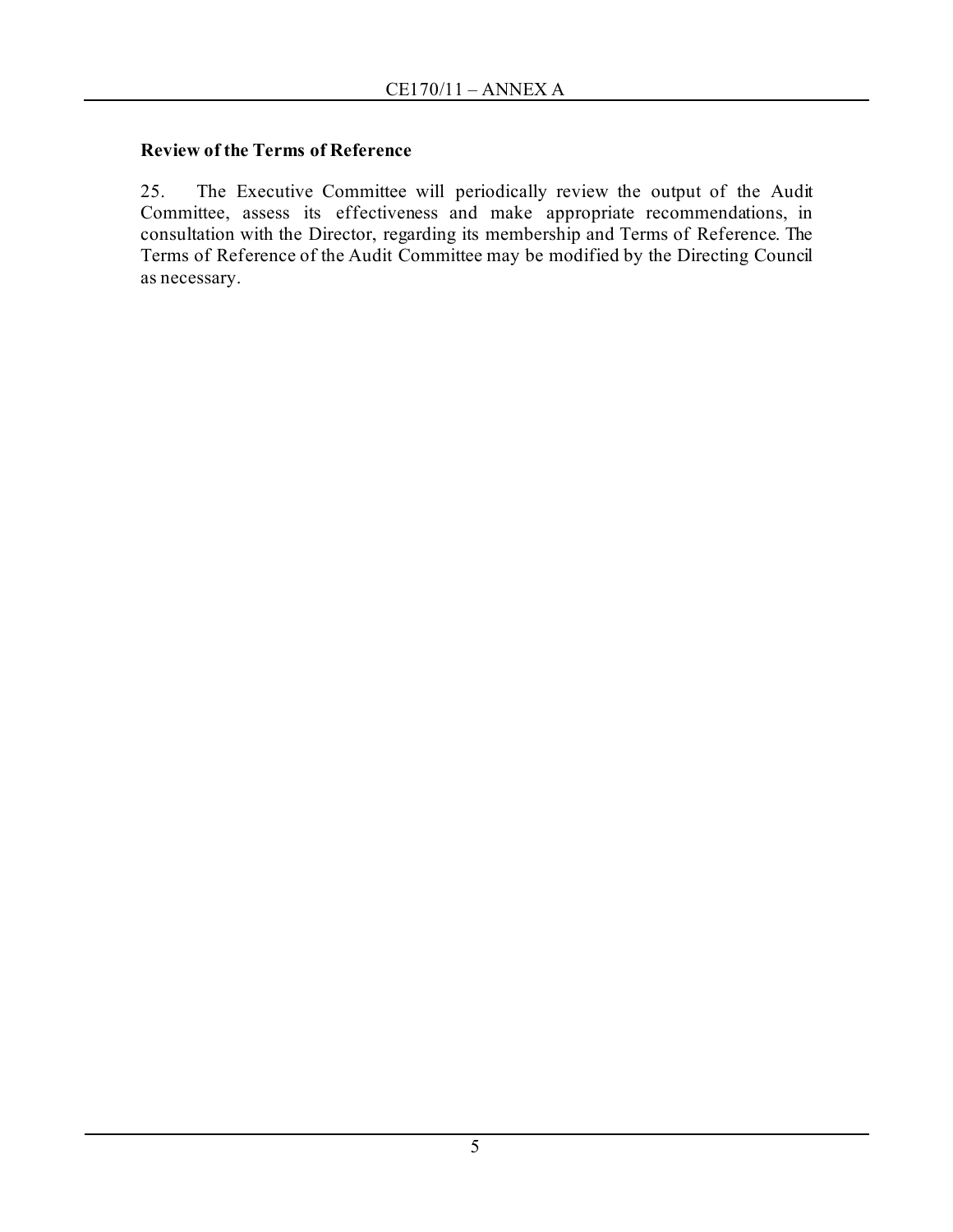**Review of the Terms of Reference**

25. The Executive Committee will periodically review the output of the Audit Committee, assess its effectiveness and make appropriate recommendations, in consultation with the Director, regarding its membership and Terms of Reference. The Terms of Reference of the Audit Committee may be modified by the Directing Council as necessary.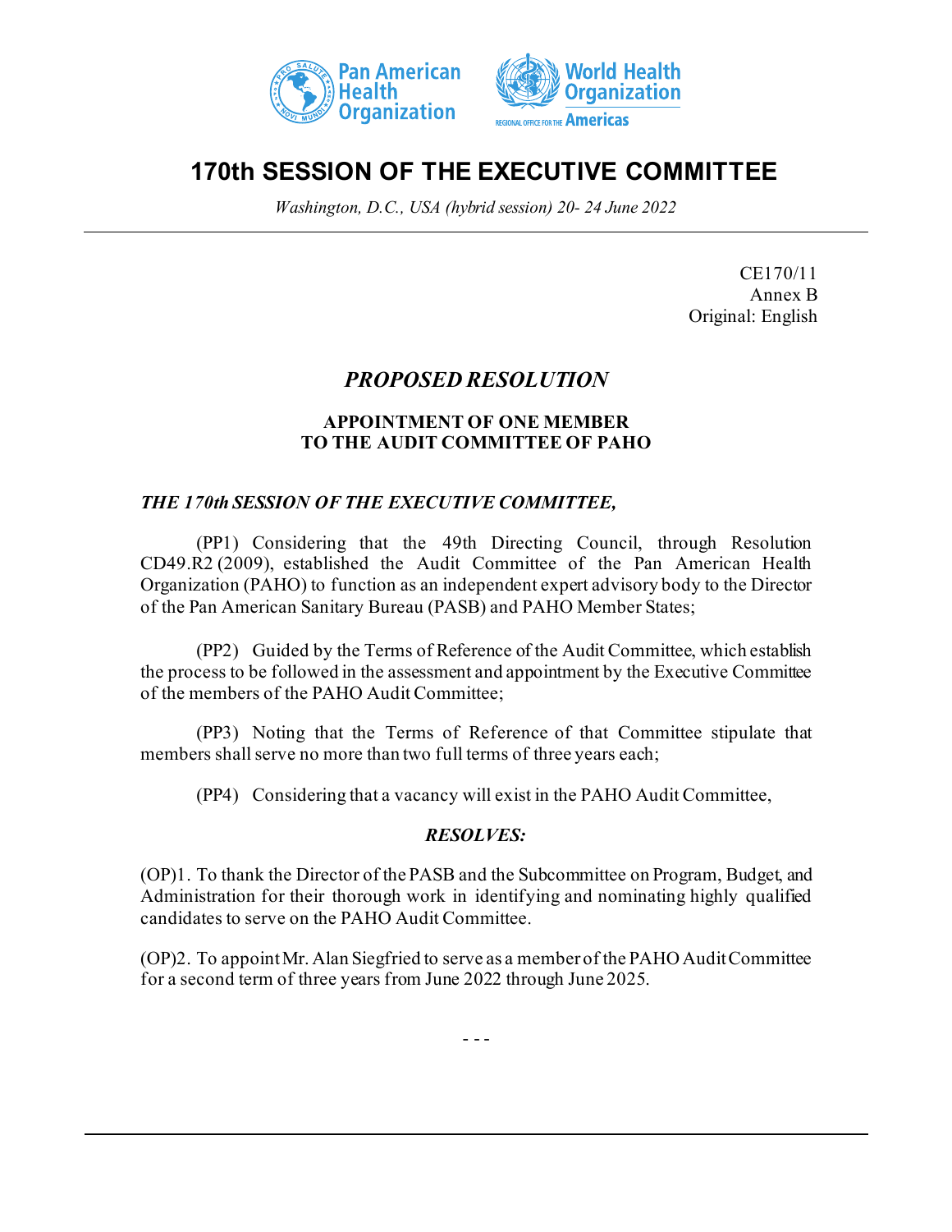# 170th SESSION OF THE EXECUTIVE COMMITTEE

*Washington, D.C., USA (hybrid session) 20- 24 June 2022*

CE170/11
Annex B
Original: English

## *PROPOSED RESOLUTION*

### APPOINTMENT OF ONE MEMBER TO THE AUDIT COMMITTEE OF PAHO

***THE 170th SESSION OF THE EXECUTIVE COMMITTEE,***

(PP1) Considering that the 49th Directing Council, through Resolution CD49.R2 (2009), established the Audit Committee of the Pan American Health Organization (PAHO) to function as an independent expert advisory body to the Director of the Pan American Sanitary Bureau (PASB) and PAHO Member States;

(PP2) Guided by the Terms of Reference of the Audit Committee, which establish the process to be followed in the assessment and appointment by the Executive Committee of the members of the PAHO Audit Committee;

(PP3) Noting that the Terms of Reference of that Committee stipulate that members shall serve no more than two full terms of three years each;

(PP4) Considering that a vacancy will exist in the PAHO Audit Committee,

***RESOLVES:***

(OP)1. To thank the Director of the PASB and the Subcommittee on Program, Budget, and Administration for their thorough work in identifying and nominating highly qualified candidates to serve on the PAHO Audit Committee.

(OP)2. To appoint Mr. Alan Siegfried to serve as a member of the PAHO Audit Committee for a second term of three years from June 2022 through June 2025.

\- - -